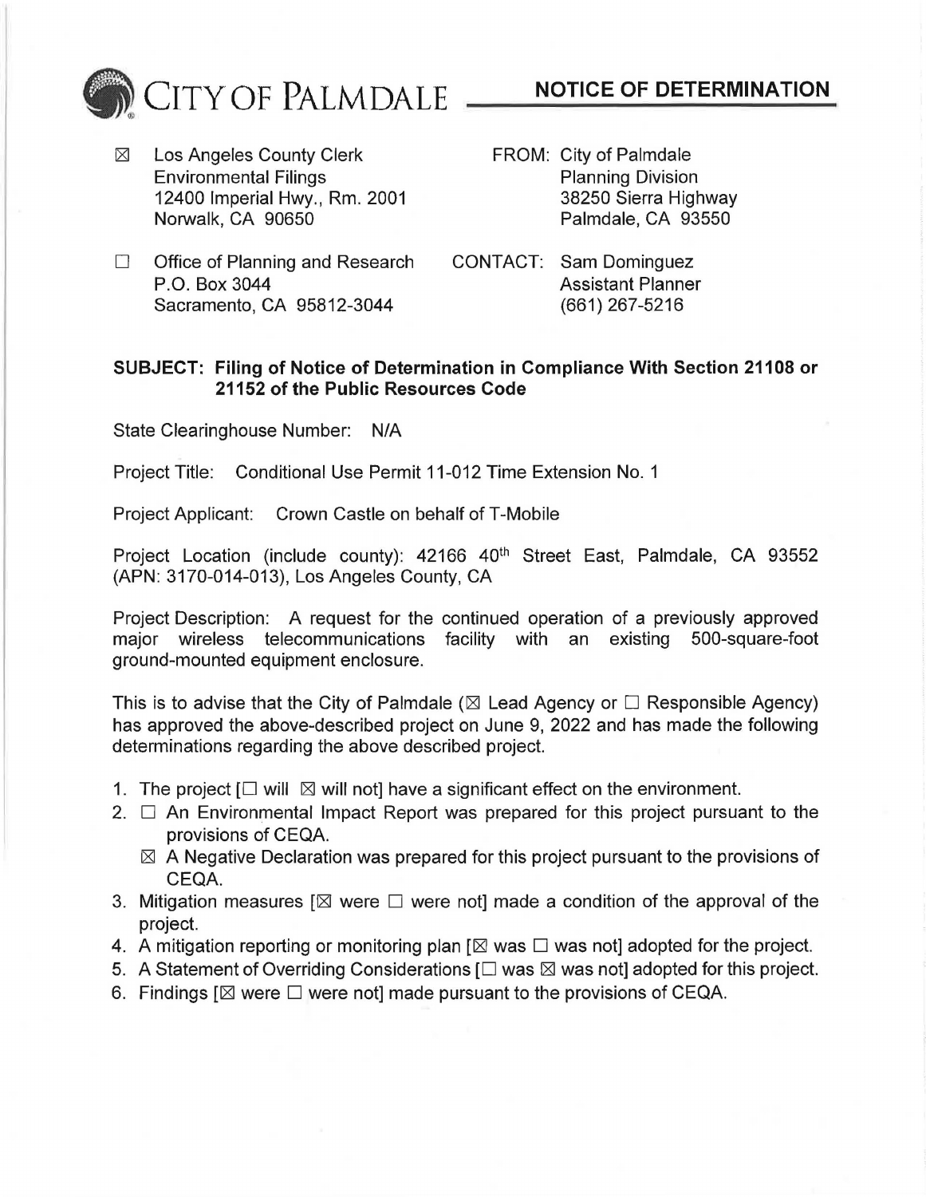# CITY OF PALMDALE — NOTICE OF DETERMINATION

☒ Los Angeles County Clerk
Environmental Filings
12400 Imperial Hwy., Rm. 2001
Norwalk, CA 90650

☐ Office of Planning and Research
P.O. Box 3044
Sacramento, CA 95812-3044

FROM: City of Palmdale
Planning Division
38250 Sierra Highway
Palmdale, CA 93550

CONTACT: Sam Dominguez
Assistant Planner
(661) 267-5216

**SUBJECT: Filing of Notice of Determination in Compliance With Section 21108 or 21152 of the Public Resources Code**

State Clearinghouse Number: N/A

Project Title: Conditional Use Permit 11-012 Time Extension No. 1

Project Applicant: Crown Castle on behalf of T-Mobile

Project Location (include county): 42166 40th Street East, Palmdale, CA 93552 (APN: 3170-014-013), Los Angeles County, CA

Project Description: A request for the continued operation of a previously approved major wireless telecommunications facility with an existing 500-square-foot ground-mounted equipment enclosure.

This is to advise that the City of Palmdale (☒ Lead Agency or ☐ Responsible Agency) has approved the above-described project on June 9, 2022 and has made the following determinations regarding the above described project.

1. The project [☐ will ☒ will not] have a significant effect on the environment.
2. ☐ An Environmental Impact Report was prepared for this project pursuant to the provisions of CEQA.
   ☒ A Negative Declaration was prepared for this project pursuant to the provisions of CEQA.
3. Mitigation measures [☒ were ☐ were not] made a condition of the approval of the project.
4. A mitigation reporting or monitoring plan [☒ was ☐ was not] adopted for the project.
5. A Statement of Overriding Considerations [☐ was ☒ was not] adopted for this project.
6. Findings [☒ were ☐ were not] made pursuant to the provisions of CEQA.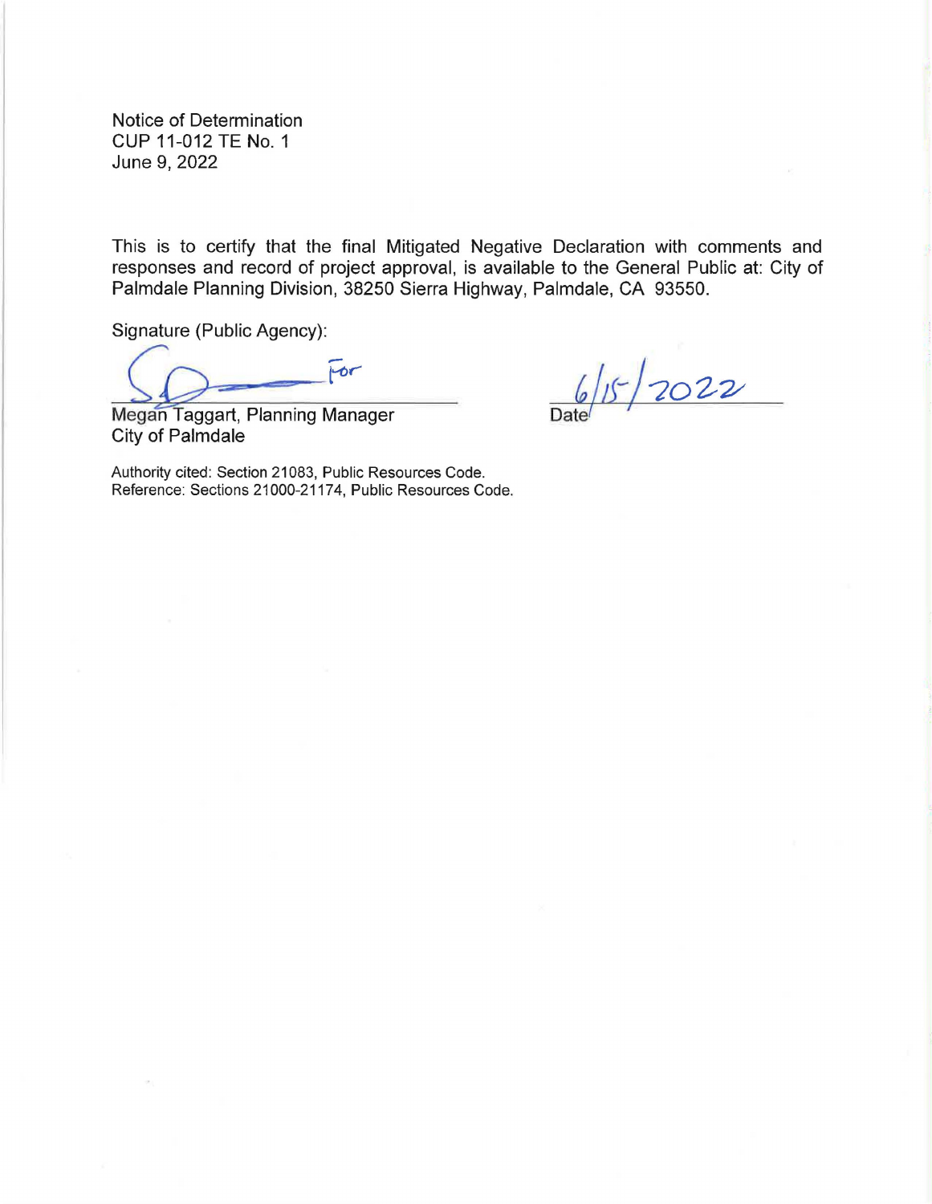Notice of Determination
CUP 11-012 TE No. 1
June 9, 2022

This is to certify that the final Mitigated Negative Declaration with comments and responses and record of project approval, is available to the General Public at: City of Palmdale Planning Division, 38250 Sierra Highway, Palmdale, CA 93550.

Signature (Public Agency):

For

Megan Taggart, Planning Manager
City of Palmdale

6/15/2022
Date

Authority cited: Section 21083, Public Resources Code.
Reference: Sections 21000-21174, Public Resources Code.